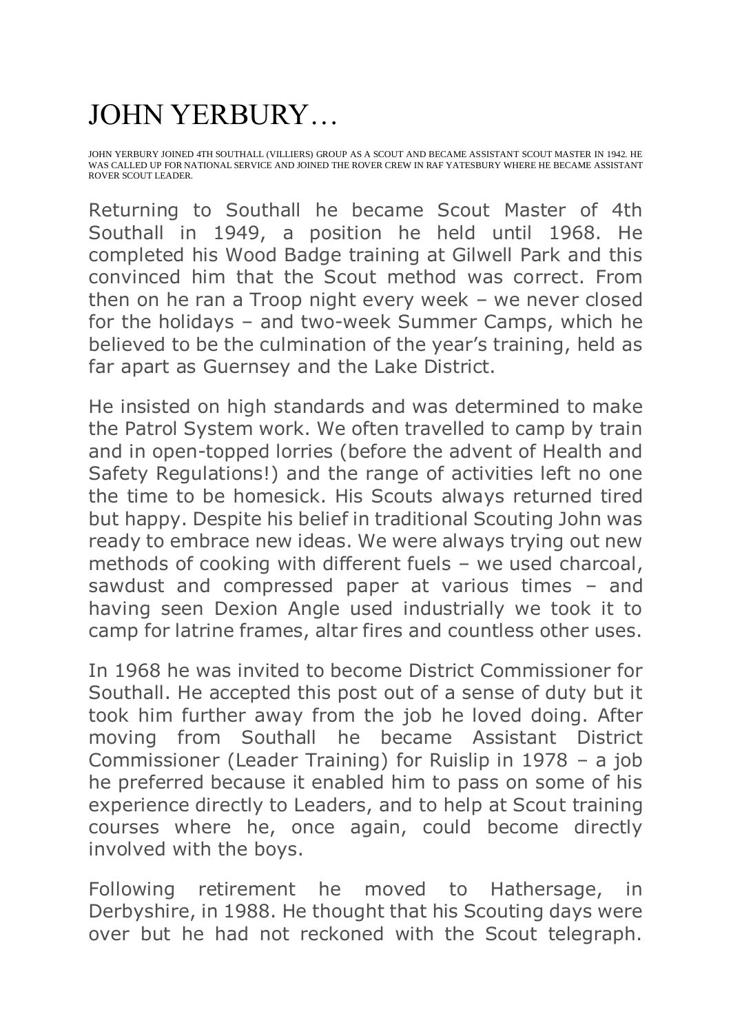# JOHN YERBURY…

JOHN YERBURY JOINED 4TH SOUTHALL (VILLIERS) GROUP AS A SCOUT AND BECAME ASSISTANT SCOUT MASTER IN 1942. HE WAS CALLED UP FOR NATIONAL SERVICE AND JOINED THE ROVER CREW IN RAF YATESBURY WHERE HE BECAME ASSISTANT ROVER SCOUT LEADER.

Returning to Southall he became Scout Master of 4th Southall in 1949, a position he held until 1968. He completed his Wood Badge training at Gilwell Park and this convinced him that the Scout method was correct. From then on he ran a Troop night every week – we never closed for the holidays – and two-week Summer Camps, which he believed to be the culmination of the year's training, held as far apart as Guernsey and the Lake District.

He insisted on high standards and was determined to make the Patrol System work. We often travelled to camp by train and in open-topped lorries (before the advent of Health and Safety Regulations!) and the range of activities left no one the time to be homesick. His Scouts always returned tired but happy. Despite his belief in traditional Scouting John was ready to embrace new ideas. We were always trying out new methods of cooking with different fuels – we used charcoal, sawdust and compressed paper at various times – and having seen Dexion Angle used industrially we took it to camp for latrine frames, altar fires and countless other uses.

In 1968 he was invited to become District Commissioner for Southall. He accepted this post out of a sense of duty but it took him further away from the job he loved doing. After moving from Southall he became Assistant District Commissioner (Leader Training) for Ruislip in 1978 – a job he preferred because it enabled him to pass on some of his experience directly to Leaders, and to help at Scout training courses where he, once again, could become directly involved with the boys.

Following retirement he moved to Hathersage, in Derbyshire, in 1988. He thought that his Scouting days were over but he had not reckoned with the Scout telegraph.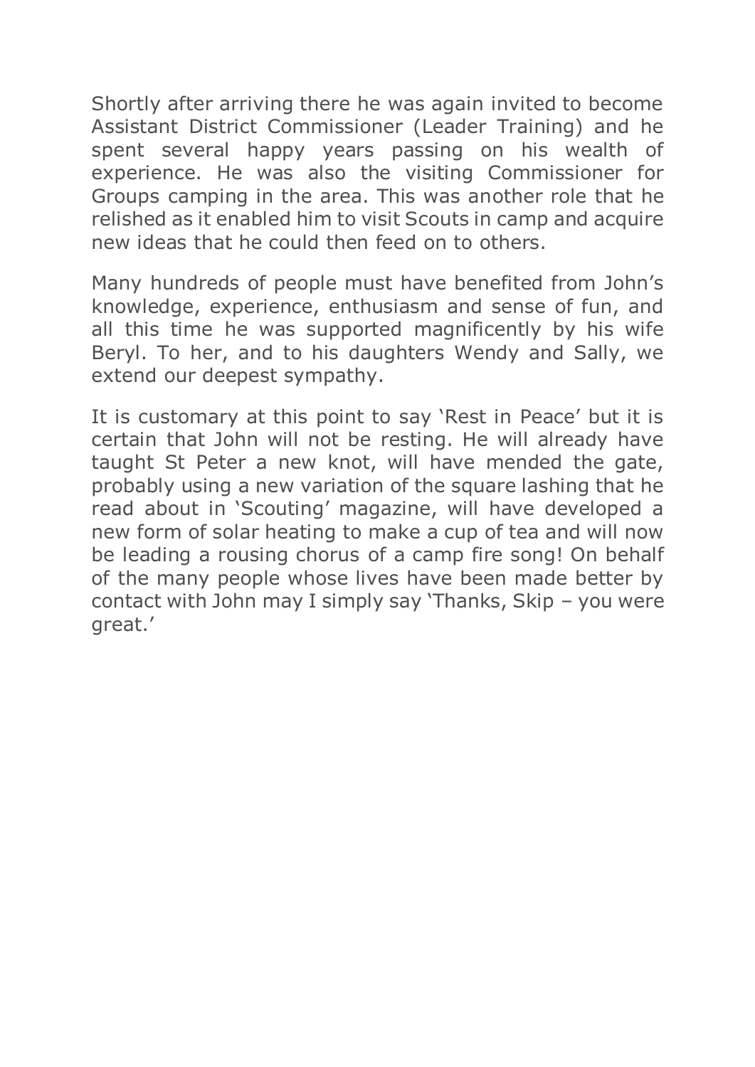Shortly after arriving there he was again invited to become Assistant District Commissioner (Leader Training) and he spent several happy years passing on his wealth of experience. He was also the visiting Commissioner for Groups camping in the area. This was another role that he relished as it enabled him to visit Scouts in camp and acquire new ideas that he could then feed on to others.

Many hundreds of people must have benefited from John's knowledge, experience, enthusiasm and sense of fun, and all this time he was supported magnificently by his wife Beryl. To her, and to his daughters Wendy and Sally, we extend our deepest sympathy.

It is customary at this point to say 'Rest in Peace' but it is certain that John will not be resting. He will already have taught St Peter a new knot, will have mended the gate, probably using a new variation of the square lashing that he read about in 'Scouting' magazine, will have developed a new form of solar heating to make a cup of tea and will now be leading a rousing chorus of a camp fire song! On behalf of the many people whose lives have been made better by contact with John may I simply say 'Thanks, Skip – you were great.'